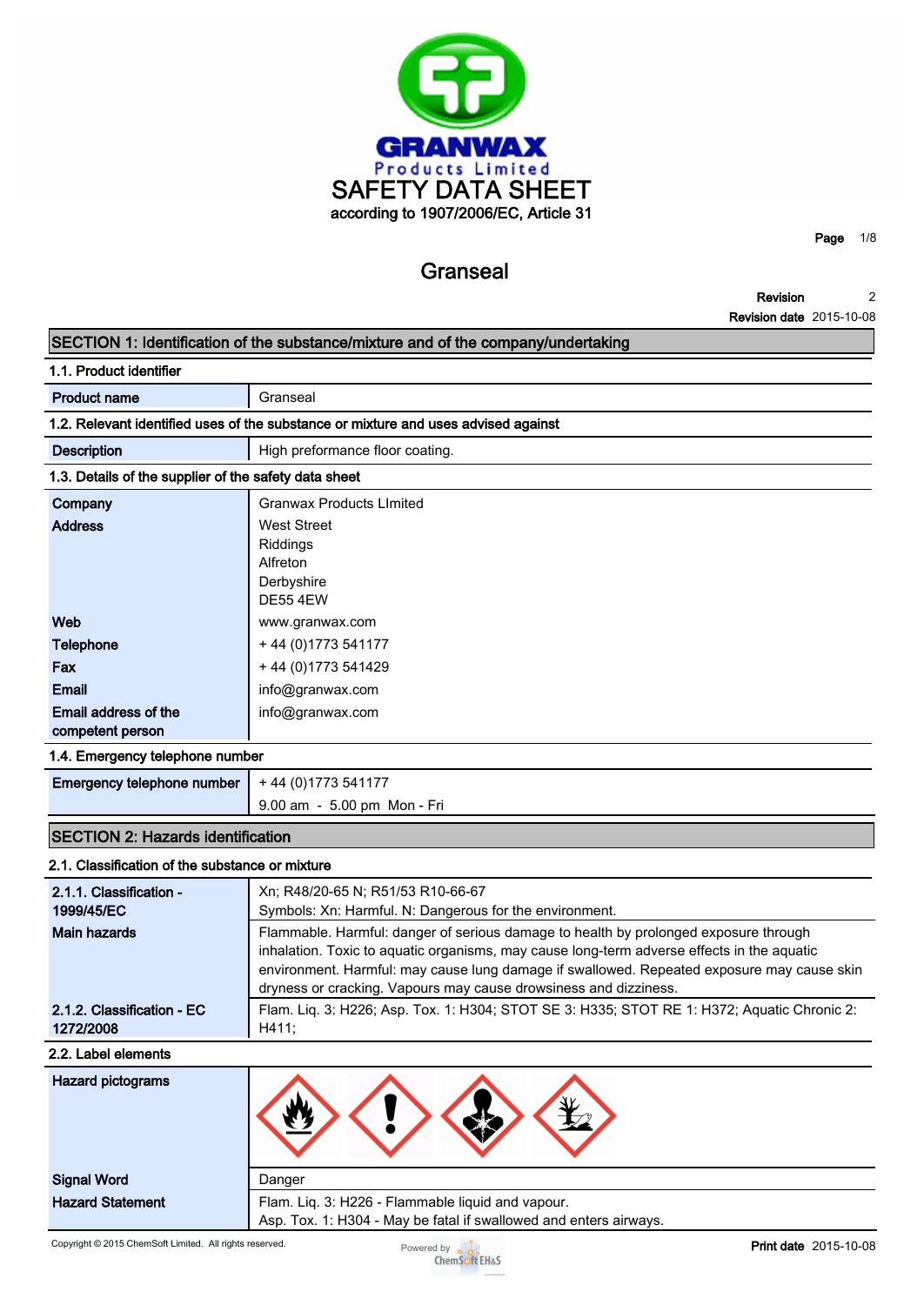# SAFETY DATA SHEET

according to 1907/2006/EC, Article 31

## Granseal

**Revision** 2

**Revision date** 2015-10-08

## SECTION 1: Identification of the substance/mixture and of the company/undertaking

### 1.1. Product identifier

| | |
|---|---|
| **Product name** | Granseal |

### 1.2. Relevant identified uses of the substance or mixture and uses advised against

| | |
|---|---|
| **Description** | High preformance floor coating. |

### 1.3. Details of the supplier of the safety data sheet

| | |
|---|---|
| **Company** | Granwax Products LImited |
| **Address** | West Street<br>Riddings<br>Alfreton<br>Derbyshire<br>DE55 4EW |
| **Web** | www.granwax.com |
| **Telephone** | + 44 (0)1773 541177 |
| **Fax** | + 44 (0)1773 541429 |
| **Email** | info@granwax.com |
| **Email address of the competent person** | info@granwax.com |

### 1.4. Emergency telephone number

| | |
|---|---|
| **Emergency telephone number** | + 44 (0)1773 541177<br>9.00 am - 5.00 pm Mon - Fri |

## SECTION 2: Hazards identification

### 2.1. Classification of the substance or mixture

| | |
|---|---|
| **2.1.1. Classification - 1999/45/EC** | Xn; R48/20-65 N; R51/53 R10-66-67<br>Symbols: Xn: Harmful. N: Dangerous for the environment. |
| **Main hazards** | Flammable. Harmful: danger of serious damage to health by prolonged exposure through inhalation. Toxic to aquatic organisms, may cause long-term adverse effects in the aquatic environment. Harmful: may cause lung damage if swallowed. Repeated exposure may cause skin dryness or cracking. Vapours may cause drowsiness and dizziness. |
| **2.1.2. Classification - EC 1272/2008** | Flam. Liq. 3: H226; Asp. Tox. 1: H304; STOT SE 3: H335; STOT RE 1: H372; Aquatic Chronic 2: H411; |

### 2.2. Label elements

| | |
|---|---|
| **Hazard pictograms** | |
| **Signal Word** | Danger |
| **Hazard Statement** | Flam. Liq. 3: H226 - Flammable liquid and vapour.<br>Asp. Tox. 1: H304 - May be fatal if swallowed and enters airways. |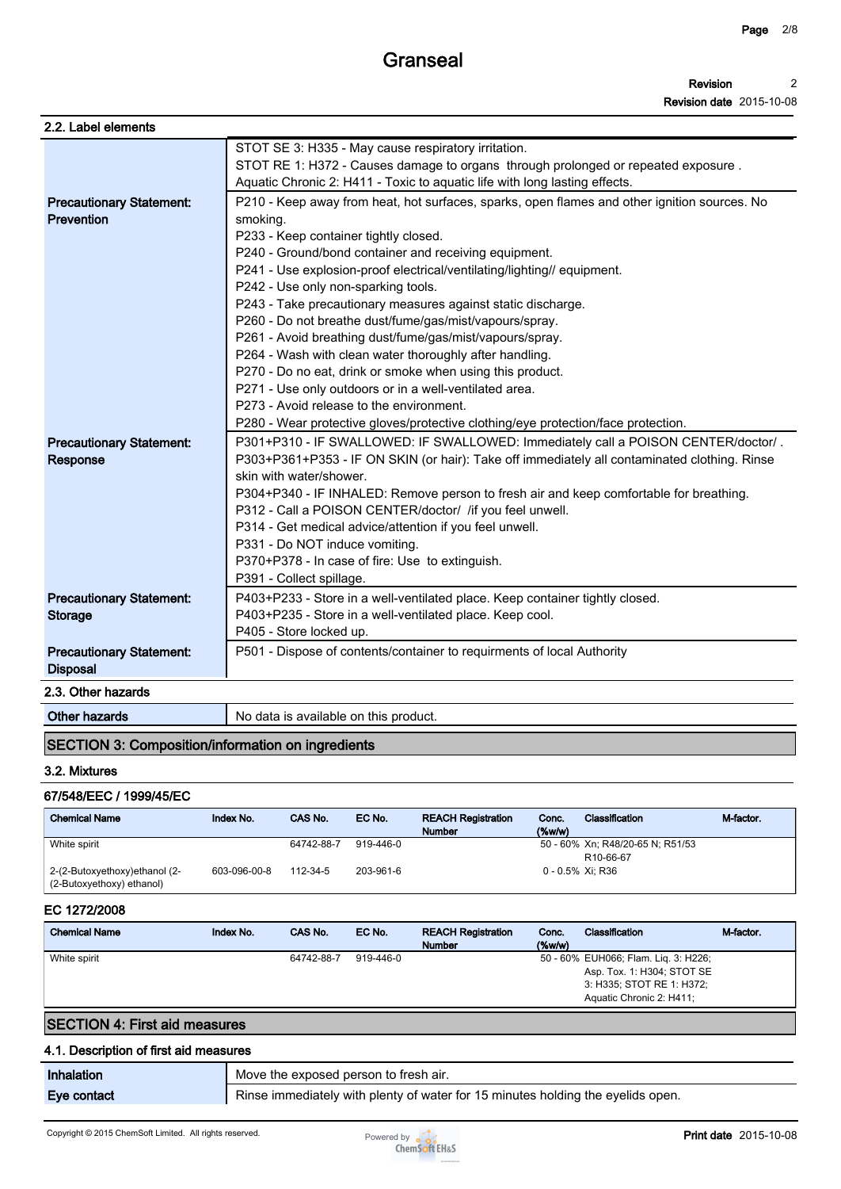# Granseal

**Revision** 2
**Revision date** 2015-10-08

## 2.2. Label elements

| | |
|---|---|
| | STOT SE 3: H335 - May cause respiratory irritation.<br>STOT RE 1: H372 - Causes damage to organs through prolonged or repeated exposure .<br>Aquatic Chronic 2: H411 - Toxic to aquatic life with long lasting effects. |
| **Precautionary Statement: Prevention** | P210 - Keep away from heat, hot surfaces, sparks, open flames and other ignition sources. No smoking.<br>P233 - Keep container tightly closed.<br>P240 - Ground/bond container and receiving equipment.<br>P241 - Use explosion-proof electrical/ventilating/lighting// equipment.<br>P242 - Use only non-sparking tools.<br>P243 - Take precautionary measures against static discharge.<br>P260 - Do not breathe dust/fume/gas/mist/vapours/spray.<br>P261 - Avoid breathing dust/fume/gas/mist/vapours/spray.<br>P264 - Wash with clean water thoroughly after handling.<br>P270 - Do no eat, drink or smoke when using this product.<br>P271 - Use only outdoors or in a well-ventilated area.<br>P273 - Avoid release to the environment.<br>P280 - Wear protective gloves/protective clothing/eye protection/face protection. |
| **Precautionary Statement: Response** | P301+P310 - IF SWALLOWED: IF SWALLOWED: Immediately call a POISON CENTER/doctor/ .<br>P303+P361+P353 - IF ON SKIN (or hair): Take off immediately all contaminated clothing. Rinse skin with water/shower.<br>P304+P340 - IF INHALED: Remove person to fresh air and keep comfortable for breathing.<br>P312 - Call a POISON CENTER/doctor/ /if you feel unwell.<br>P314 - Get medical advice/attention if you feel unwell.<br>P331 - Do NOT induce vomiting.<br>P370+P378 - In case of fire: Use to extinguish.<br>P391 - Collect spillage. |
| **Precautionary Statement: Storage** | P403+P233 - Store in a well-ventilated place. Keep container tightly closed.<br>P403+P235 - Store in a well-ventilated place. Keep cool.<br>P405 - Store locked up. |
| **Precautionary Statement: Disposal** | P501 - Dispose of contents/container to requirments of local Authority |

## 2.3. Other hazards

| | |
|---|---|
| **Other hazards** | No data is available on this product. |

## SECTION 3: Composition/information on ingredients

### 3.2. Mixtures

#### 67/548/EEC / 1999/45/EC

| Chemical Name | Index No. | CAS No. | EC No. | REACH Registration Number | Conc. (%w/w) | Classification | M-factor. |
|---|---|---|---|---|---|---|---|
| White spirit | | 64742-88-7 | 919-446-0 | | 50 - 60% | Xn; R48/20-65 N; R51/53 R10-66-67 | |
| 2-(2-Butoxyethoxy)ethanol (2-(2-Butoxyethoxy) ethanol) | 603-096-00-8 | 112-34-5 | 203-961-6 | | 0 - 0.5% | Xi; R36 | |

#### EC 1272/2008

| Chemical Name | Index No. | CAS No. | EC No. | REACH Registration Number | Conc. (%w/w) | Classification | M-factor. |
|---|---|---|---|---|---|---|---|
| White spirit | | 64742-88-7 | 919-446-0 | | 50 - 60% | EUH066; Flam. Liq. 3: H226; Asp. Tox. 1: H304; STOT SE 3: H335; STOT RE 1: H372; Aquatic Chronic 2: H411; | |

## SECTION 4: First aid measures

### 4.1. Description of first aid measures

| | |
|---|---|
| **Inhalation** | Move the exposed person to fresh air. |
| **Eye contact** | Rinse immediately with plenty of water for 15 minutes holding the eyelids open. |

Copyright © 2015 ChemSoft Limited. All rights reserved.

**Print date** 2015-10-08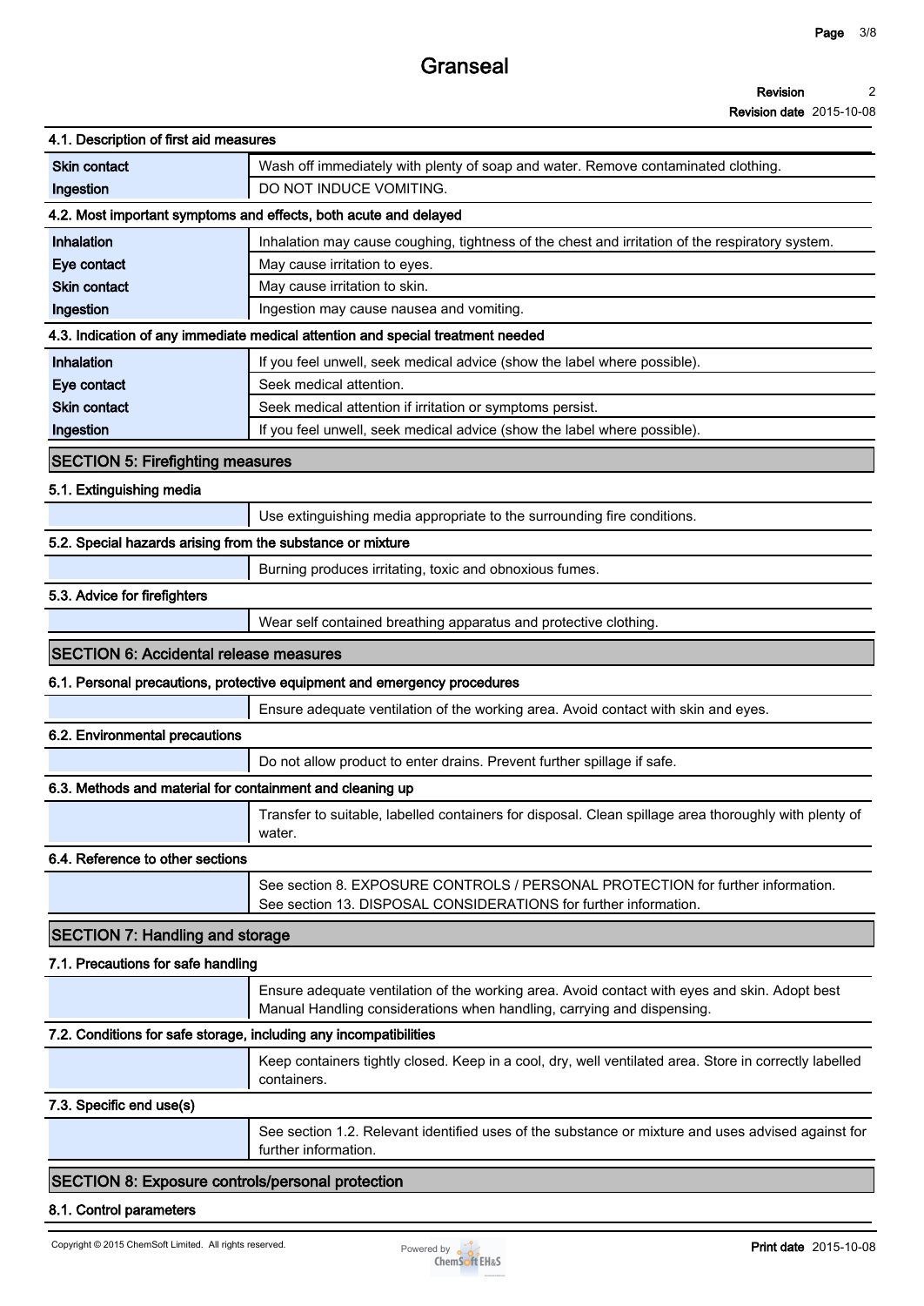### 4.1. Description of first aid measures

| | |
|---|---|
| Skin contact | Wash off immediately with plenty of soap and water. Remove contaminated clothing. |
| Ingestion | DO NOT INDUCE VOMITING. |

### 4.2. Most important symptoms and effects, both acute and delayed

| | |
|---|---|
| Inhalation | Inhalation may cause coughing, tightness of the chest and irritation of the respiratory system. |
| Eye contact | May cause irritation to eyes. |
| Skin contact | May cause irritation to skin. |
| Ingestion | Ingestion may cause nausea and vomiting. |

### 4.3. Indication of any immediate medical attention and special treatment needed

| | |
|---|---|
| Inhalation | If you feel unwell, seek medical advice (show the label where possible). |
| Eye contact | Seek medical attention. |
| Skin contact | Seek medical attention if irritation or symptoms persist. |
| Ingestion | If you feel unwell, seek medical advice (show the label where possible). |

## SECTION 5: Firefighting measures

### 5.1. Extinguishing media

Use extinguishing media appropriate to the surrounding fire conditions.

### 5.2. Special hazards arising from the substance or mixture

Burning produces irritating, toxic and obnoxious fumes.

### 5.3. Advice for firefighters

Wear self contained breathing apparatus and protective clothing.

## SECTION 6: Accidental release measures

### 6.1. Personal precautions, protective equipment and emergency procedures

Ensure adequate ventilation of the working area. Avoid contact with skin and eyes.

### 6.2. Environmental precautions

Do not allow product to enter drains. Prevent further spillage if safe.

### 6.3. Methods and material for containment and cleaning up

Transfer to suitable, labelled containers for disposal. Clean spillage area thoroughly with plenty of water.

### 6.4. Reference to other sections

See section 8. EXPOSURE CONTROLS / PERSONAL PROTECTION for further information.
See section 13. DISPOSAL CONSIDERATIONS for further information.

## SECTION 7: Handling and storage

### 7.1. Precautions for safe handling

Ensure adequate ventilation of the working area. Avoid contact with eyes and skin. Adopt best Manual Handling considerations when handling, carrying and dispensing.

### 7.2. Conditions for safe storage, including any incompatibilities

Keep containers tightly closed. Keep in a cool, dry, well ventilated area. Store in correctly labelled containers.

### 7.3. Specific end use(s)

See section 1.2. Relevant identified uses of the substance or mixture and uses advised against for further information.

## SECTION 8: Exposure controls/personal protection

### 8.1. Control parameters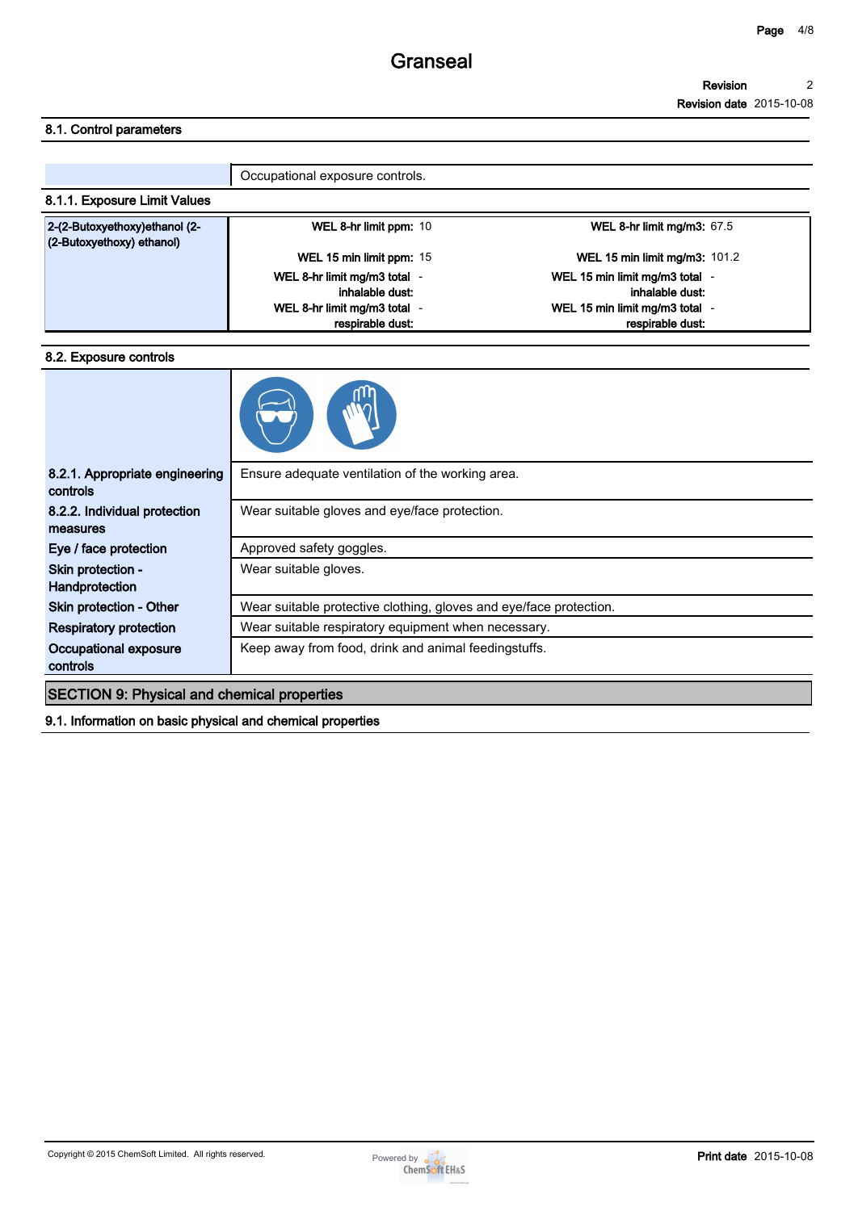## 8.1. Control parameters

| | Occupational exposure controls. |
|---|---|

### 8.1.1. Exposure Limit Values

| 2-(2-Butoxyethoxy)ethanol (2-(2-Butoxyethoxy) ethanol) | | |
|---|---|---|
| | **WEL 8-hr limit ppm:** 10 | **WEL 8-hr limit mg/m3:** 67.5 |
| | **WEL 15 min limit ppm:** 15 | **WEL 15 min limit mg/m3:** 101.2 |
| | **WEL 8-hr limit mg/m3 total inhalable dust:** - | **WEL 15 min limit mg/m3 total inhalable dust:** - |
| | **WEL 8-hr limit mg/m3 total respirable dust:** - | **WEL 15 min limit mg/m3 total respirable dust:** - |

## 8.2. Exposure controls

| | |
|---|---|
| **8.2.1. Appropriate engineering controls** | Ensure adequate ventilation of the working area. |
| **8.2.2. Individual protection measures** | Wear suitable gloves and eye/face protection. |
| **Eye / face protection** | Approved safety goggles. |
| **Skin protection - Handprotection** | Wear suitable gloves. |
| **Skin protection - Other** | Wear suitable protective clothing, gloves and eye/face protection. |
| **Respiratory protection** | Wear suitable respiratory equipment when necessary. |
| **Occupational exposure controls** | Keep away from food, drink and animal feedingstuffs. |

# SECTION 9: Physical and chemical properties

## 9.1. Information on basic physical and chemical properties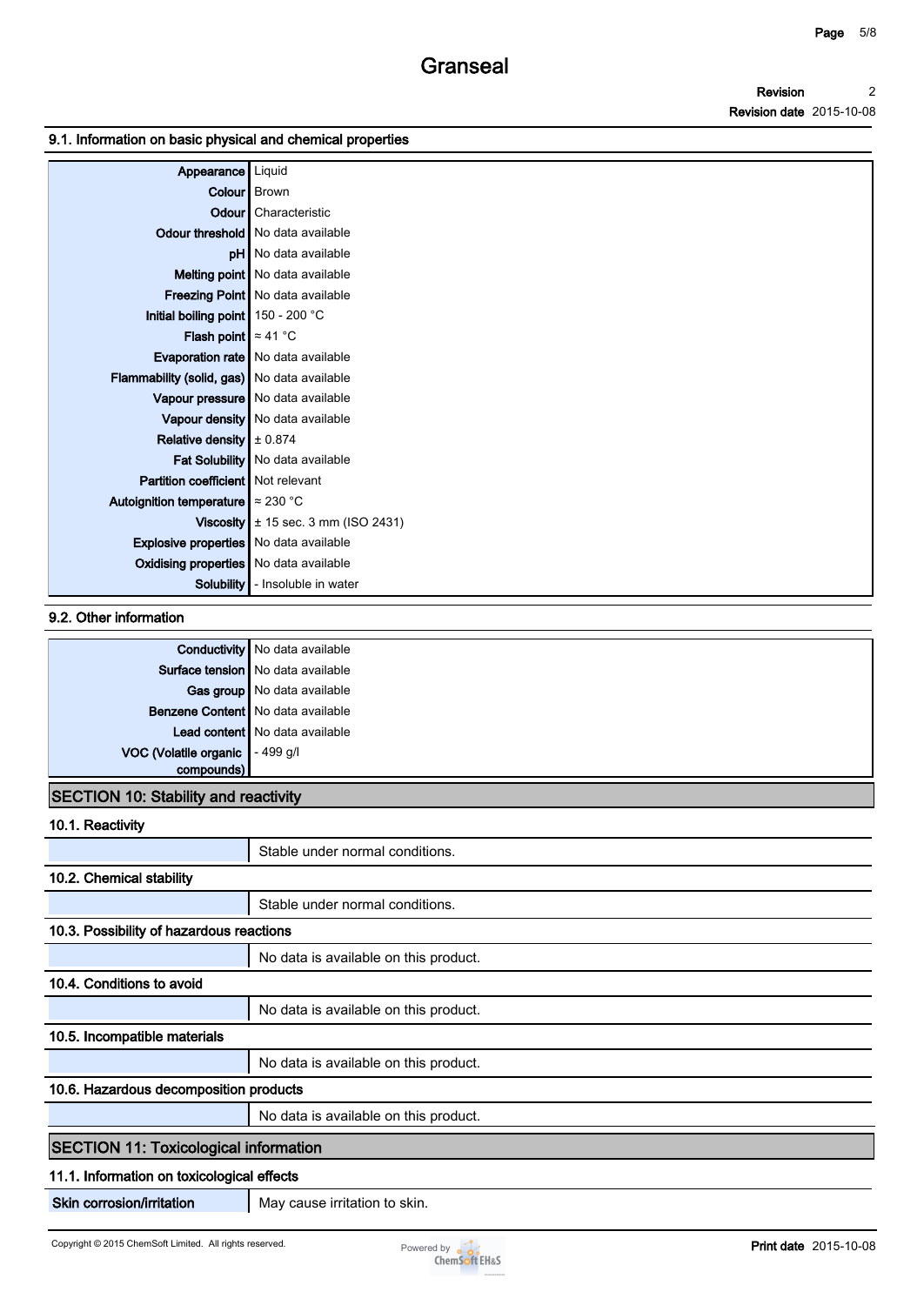### 9.1. Information on basic physical and chemical properties

| | |
|---|---|
| **Appearance** | Liquid |
| **Colour** | Brown |
| **Odour** | Characteristic |
| **Odour threshold** | No data available |
| **pH** | No data available |
| **Melting point** | No data available |
| **Freezing Point** | No data available |
| **Initial boiling point** | 150 - 200 °C |
| **Flash point** | ≈ 41 °C |
| **Evaporation rate** | No data available |
| **Flammability (solid, gas)** | No data available |
| **Vapour pressure** | No data available |
| **Vapour density** | No data available |
| **Relative density** | ± 0.874 |
| **Fat Solubility** | No data available |
| **Partition coefficient** | Not relevant |
| **Autoignition temperature** | ≈ 230 °C |
| **Viscosity** | ± 15 sec. 3 mm (ISO 2431) |
| **Explosive properties** | No data available |
| **Oxidising properties** | No data available |
| **Solubility** | - Insoluble in water |

### 9.2. Other information

| | |
|---|---|
| **Conductivity** | No data available |
| **Surface tension** | No data available |
| **Gas group** | No data available |
| **Benzene Content** | No data available |
| **Lead content** | No data available |
| **VOC (Volatile organic compounds)** | - 499 g/l |

## SECTION 10: Stability and reactivity

### 10.1. Reactivity

Stable under normal conditions.

### 10.2. Chemical stability

Stable under normal conditions.

### 10.3. Possibility of hazardous reactions

No data is available on this product.

### 10.4. Conditions to avoid

No data is available on this product.

### 10.5. Incompatible materials

No data is available on this product.

### 10.6. Hazardous decomposition products

No data is available on this product.

## SECTION 11: Toxicological information

### 11.1. Information on toxicological effects

| | |
|---|---|
| **Skin corrosion/irritation** | May cause irritation to skin. |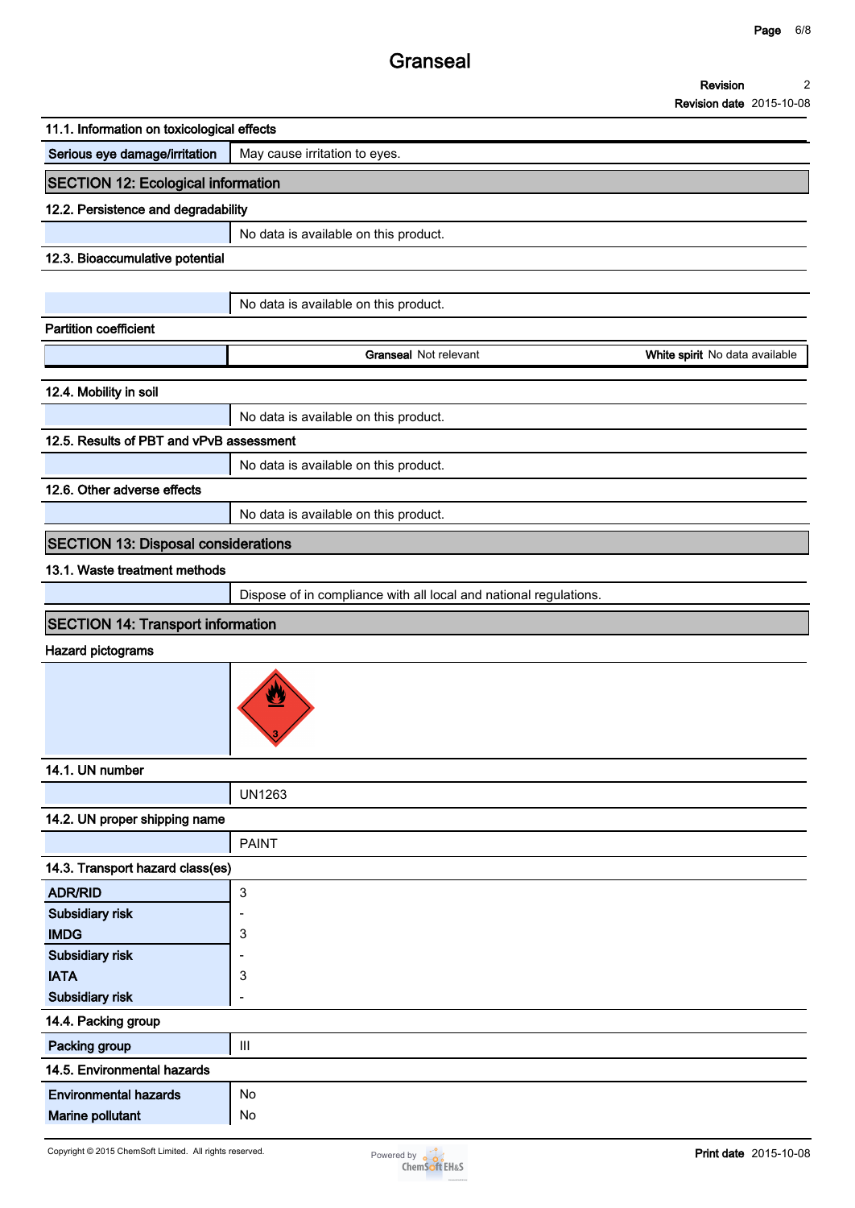### 11.1. Information on toxicological effects

| | |
|---|---|
| **Serious eye damage/irritation** | May cause irritation to eyes. |

## SECTION 12: Ecological information

### 12.2. Persistence and degradability

No data is available on this product.

### 12.3. Bioaccumulative potential

No data is available on this product.

### Partition coefficient

| | | |
|---|---|---|
| | **Granseal** Not relevant | **White spirit** No data available |

### 12.4. Mobility in soil

No data is available on this product.

### 12.5. Results of PBT and vPvB assessment

No data is available on this product.

### 12.6. Other adverse effects

No data is available on this product.

## SECTION 13: Disposal considerations

### 13.1. Waste treatment methods

Dispose of in compliance with all local and national regulations.

## SECTION 14: Transport information

### Hazard pictograms

### 14.1. UN number

UN1263

### 14.2. UN proper shipping name

PAINT

### 14.3. Transport hazard class(es)

| | |
|---|---|
| **ADR/RID** | 3 |
| **Subsidiary risk** | - |
| **IMDG** | 3 |
| **Subsidiary risk** | - |
| **IATA** | 3 |
| **Subsidiary risk** | - |

### 14.4. Packing group

| | |
|---|---|
| **Packing group** | III |

### 14.5. Environmental hazards

| | |
|---|---|
| **Environmental hazards** | No |
| **Marine pollutant** | No |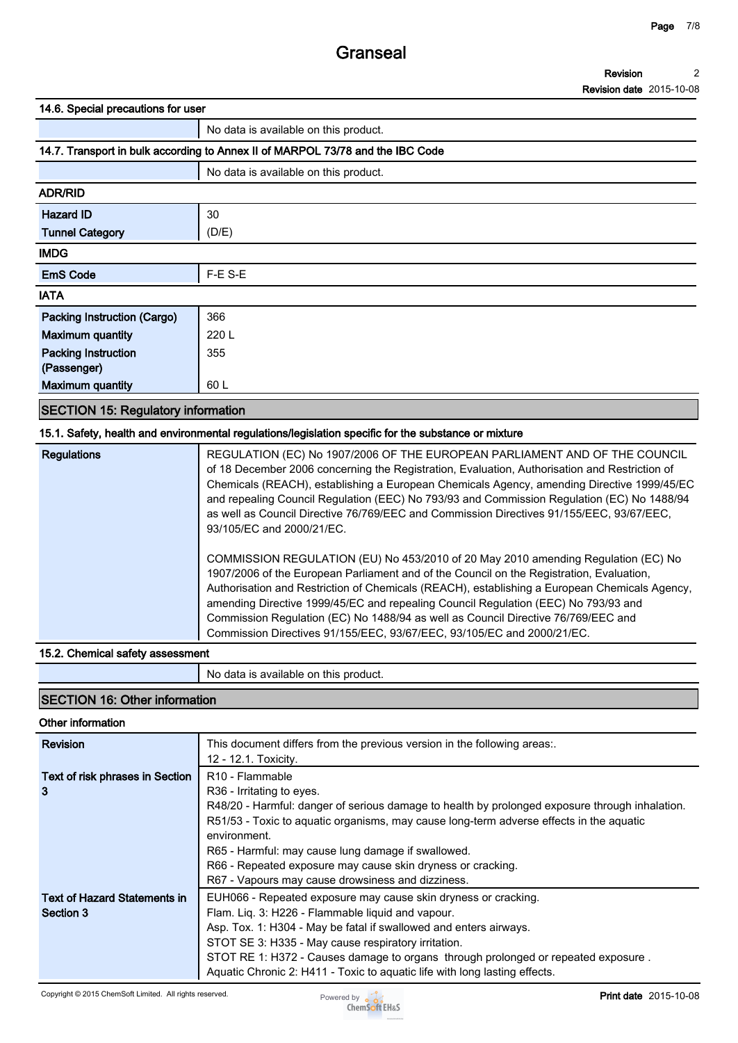#### 14.6. Special precautions for user

| | |
|---|---|
| | No data is available on this product. |

#### 14.7. Transport in bulk according to Annex II of MARPOL 73/78 and the IBC Code

| | |
|---|---|
| | No data is available on this product. |

**ADR/RID**

| | |
|---|---|
| **Hazard ID** | 30 |
| **Tunnel Category** | (D/E) |

**IMDG**

| | |
|---|---|
| **EmS Code** | F-E S-E |

**IATA**

| | |
|---|---|
| **Packing Instruction (Cargo)** | 366 |
| **Maximum quantity** | 220 L |
| **Packing Instruction (Passenger)** | 355 |
| **Maximum quantity** | 60 L |

## SECTION 15: Regulatory information

#### 15.1. Safety, health and environmental regulations/legislation specific for the substance or mixture

| | |
|---|---|
| **Regulations** | REGULATION (EC) No 1907/2006 OF THE EUROPEAN PARLIAMENT AND OF THE COUNCIL of 18 December 2006 concerning the Registration, Evaluation, Authorisation and Restriction of Chemicals (REACH), establishing a European Chemicals Agency, amending Directive 1999/45/EC and repealing Council Regulation (EEC) No 793/93 and Commission Regulation (EC) No 1488/94 as well as Council Directive 76/769/EEC and Commission Directives 91/155/EEC, 93/67/EEC, 93/105/EC and 2000/21/EC.<br><br>COMMISSION REGULATION (EU) No 453/2010 of 20 May 2010 amending Regulation (EC) No 1907/2006 of the European Parliament and of the Council on the Registration, Evaluation, Authorisation and Restriction of Chemicals (REACH), establishing a European Chemicals Agency, amending Directive 1999/45/EC and repealing Council Regulation (EEC) No 793/93 and Commission Regulation (EC) No 1488/94 as well as Council Directive 76/769/EEC and Commission Directives 91/155/EEC, 93/67/EEC, 93/105/EC and 2000/21/EC. |

#### 15.2. Chemical safety assessment

| | |
|---|---|
| | No data is available on this product. |

## SECTION 16: Other information

**Other information**

| | |
|---|---|
| **Revision** | This document differs from the previous version in the following areas:.<br>12 - 12.1. Toxicity. |
| **Text of risk phrases in Section 3** | R10 - Flammable<br>R36 - Irritating to eyes.<br>R48/20 - Harmful: danger of serious damage to health by prolonged exposure through inhalation.<br>R51/53 - Toxic to aquatic organisms, may cause long-term adverse effects in the aquatic environment.<br>R65 - Harmful: may cause lung damage if swallowed.<br>R66 - Repeated exposure may cause skin dryness or cracking.<br>R67 - Vapours may cause drowsiness and dizziness. |
| **Text of Hazard Statements in Section 3** | EUH066 - Repeated exposure may cause skin dryness or cracking.<br>Flam. Liq. 3: H226 - Flammable liquid and vapour.<br>Asp. Tox. 1: H304 - May be fatal if swallowed and enters airways.<br>STOT SE 3: H335 - May cause respiratory irritation.<br>STOT RE 1: H372 - Causes damage to organs through prolonged or repeated exposure .<br>Aquatic Chronic 2: H411 - Toxic to aquatic life with long lasting effects. |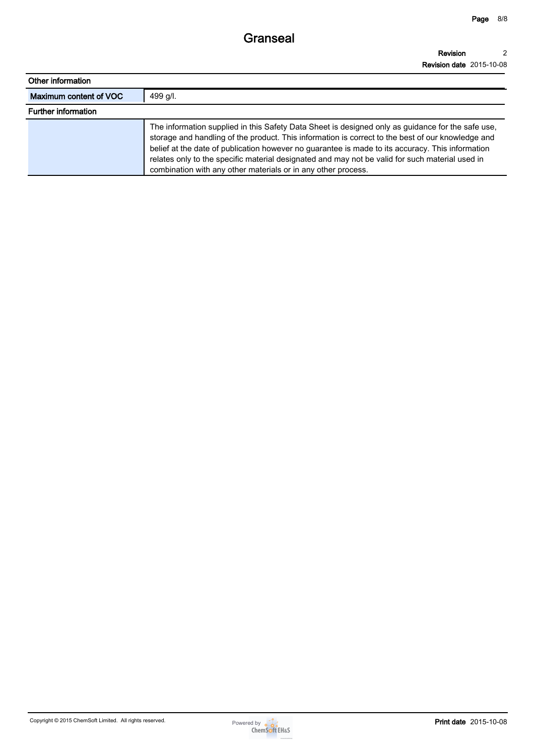## Other information

| | |
|---|---|
| **Maximum content of VOC** | 499 g/l. |

## Further information

| | |
|---|---|
| | The information supplied in this Safety Data Sheet is designed only as guidance for the safe use, storage and handling of the product. This information is correct to the best of our knowledge and belief at the date of publication however no guarantee is made to its accuracy. This information relates only to the specific material designated and may not be valid for such material used in combination with any other materials or in any other process. |